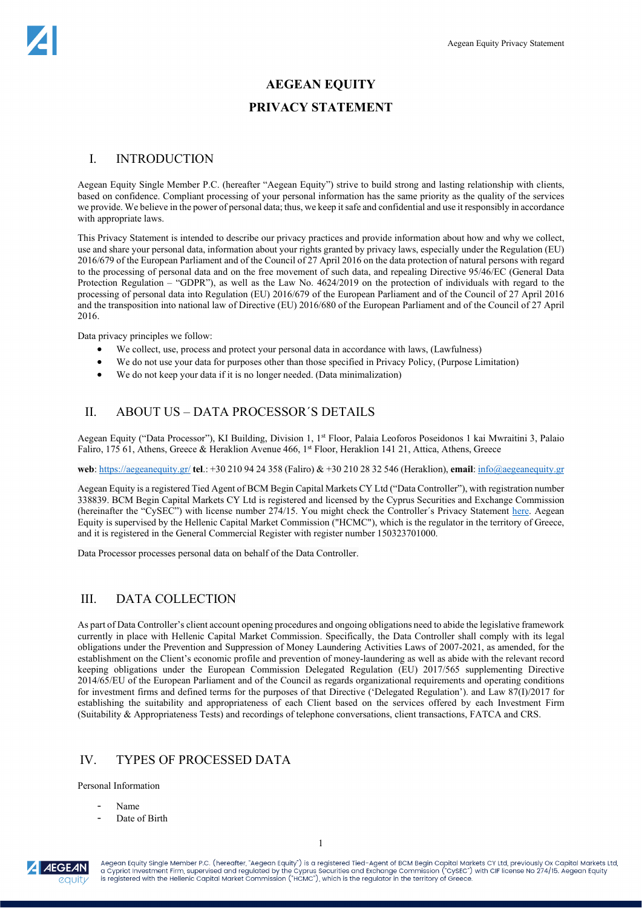# AEGEAN EQUITY

# PRIVACY STATEMENT

## I. INTRODUCTION

Aegean Equity Single Member P.C. (hereafter "Aegean Equity") strive to build strong and lasting relationship with clients, based on confidence. Compliant processing of your personal information has the same priority as the quality of the services we provide. We believe in the power of personal data; thus, we keep it safe and confidential and use it responsibly in accordance with appropriate laws.

This Privacy Statement is intended to describe our privacy practices and provide information about how and why we collect, use and share your personal data, information about your rights granted by privacy laws, especially under the Regulation (EU) 2016/679 of the European Parliament and of the Council of 27 April 2016 on the data protection of natural persons with regard to the processing of personal data and on the free movement of such data, and repealing Directive 95/46/EC (General Data Protection Regulation – "GDPR"), as well as the Law No. 4624/2019 on the protection of individuals with regard to the processing of personal data into Regulation (EU) 2016/679 of the European Parliament and of the Council of 27 April 2016 and the transposition into national law of Directive (EU) 2016/680 of the European Parliament and of the Council of 27 April 2016.

Data privacy principles we follow:

- We collect, use, process and protect your personal data in accordance with laws, (Lawfulness)
- We do not use your data for purposes other than those specified in Privacy Policy, (Purpose Limitation)
- We do not keep your data if it is no longer needed. (Data minimalization)

## II. ABOUT US – DATA PROCESSOR´S DETAILS

Aegean Equity ("Data Processor"), KI Building, Division 1, 1st Floor, Palaia Leoforos Poseidonos 1 kai Mwraitini 3, Palaio Faliro, 175 61, Athens, Greece & Heraklion Avenue 466, 1st Floor, Heraklion 141 21, Attica, Athens, Greece

**web**: https://aegeanequity.gr/ **tel**.: +30 210 94 24 358 (Faliro) & +30 210 28 32 546 (Heraklion), **email**: info@aegeanequity.gr

Aegean Equity is a registered Tied Agent of BCM Begin Capital Markets CY Ltd ("Data Controller"), with registration number 338839. BCM Begin Capital Markets CY Ltd is registered and licensed by the Cyprus Securities and Exchange Commission (hereinafter the "CySEC") with license number 274/15. You might check the Controller´s Privacy Statement here. Aegean Equity is supervised by the Hellenic Capital Market Commission ("HCMC"), which is the regulator in the territory of Greece, and it is registered in the General Commercial Register with register number 150323701000.

Data Processor processes personal data on behalf of the Data Controller.

## III. DATA COLLECTION

As part of Data Controller's client account opening procedures and ongoing obligations need to abide the legislative framework currently in place with Hellenic Capital Market Commission. Specifically, the Data Controller shall comply with its legal obligations under the Prevention and Suppression of Money Laundering Activities Laws of 2007-2021, as amended, for the establishment on the Client's economic profile and prevention of money-laundering as well as abide with the relevant record keeping obligations under the European Commission Delegated Regulation (EU) 2017/565 supplementing Directive 2014/65/EU of the European Parliament and of the Council as regards organizational requirements and operating conditions for investment firms and defined terms for the purposes of that Directive ('Delegated Regulation'). and Law 87(I)/2017 for establishing the suitability and appropriateness of each Client based on the services offered by each Investment Firm (Suitability & Appropriateness Tests) and recordings of telephone conversations, client transactions, FATCA and CRS.

## IV. TYPES OF PROCESSED DATA

Personal Information

- Name
- Date of Birth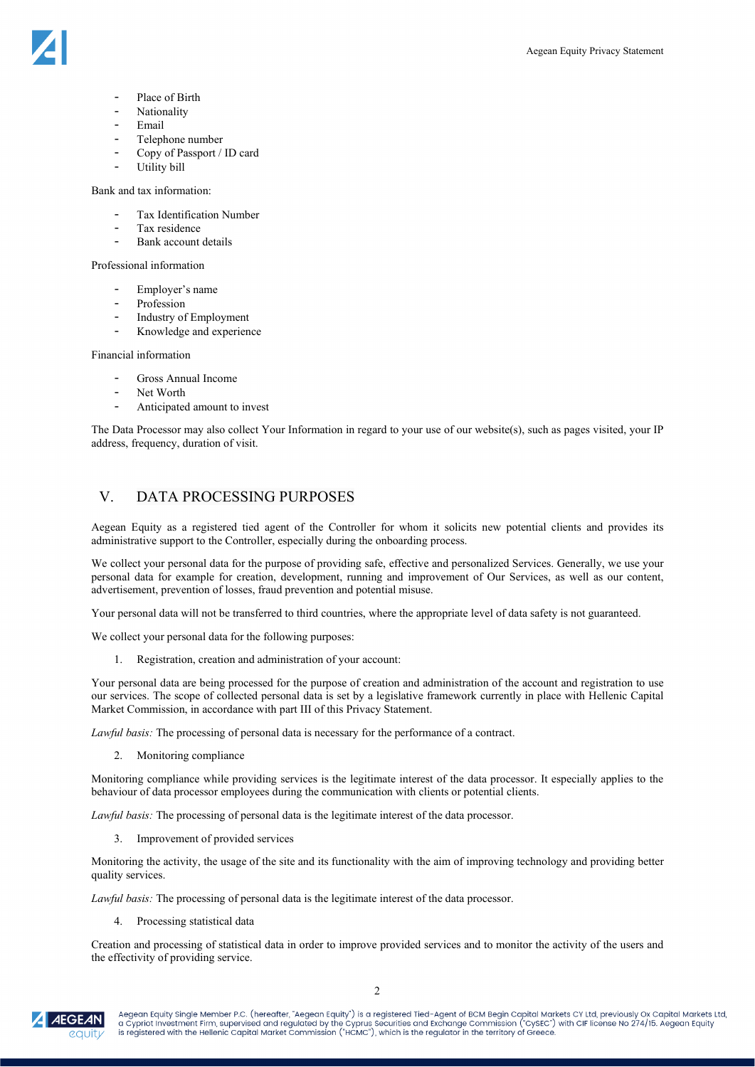- Place of Birth
- Nationality
- Email
- Telephone number
- Copy of Passport / ID card
- Utility bill

Bank and tax information:

- Tax Identification Number
- Tax residence
- Bank account details

Professional information

- Employer's name
- Profession
- Industry of Employment
- Knowledge and experience

Financial information

- Gross Annual Income
- Net Worth
- Anticipated amount to invest

The Data Processor may also collect Your Information in regard to your use of our website(s), such as pages visited, your IP address, frequency, duration of visit.

## V. DATA PROCESSING PURPOSES

Aegean Equity as a registered tied agent of the Controller for whom it solicits new potential clients and provides its administrative support to the Controller, especially during the onboarding process.

We collect your personal data for the purpose of providing safe, effective and personalized Services. Generally, we use your personal data for example for creation, development, running and improvement of Our Services, as well as our content, advertisement, prevention of losses, fraud prevention and potential misuse.

Your personal data will not be transferred to third countries, where the appropriate level of data safety is not guaranteed.

We collect your personal data for the following purposes:

1. Registration, creation and administration of your account:

Your personal data are being processed for the purpose of creation and administration of the account and registration to use our services. The scope of collected personal data is set by a legislative framework currently in place with Hellenic Capital Market Commission, in accordance with part III of this Privacy Statement.

*Lawful basis:* The processing of personal data is necessary for the performance of a contract.

2. Monitoring compliance

Monitoring compliance while providing services is the legitimate interest of the data processor. It especially applies to the behaviour of data processor employees during the communication with clients or potential clients.

*Lawful basis:* The processing of personal data is the legitimate interest of the data processor.

3. Improvement of provided services

Monitoring the activity, the usage of the site and its functionality with the aim of improving technology and providing better quality services.

*Lawful basis:* The processing of personal data is the legitimate interest of the data processor.

4. Processing statistical data

Creation and processing of statistical data in order to improve provided services and to monitor the activity of the users and the effectivity of providing service.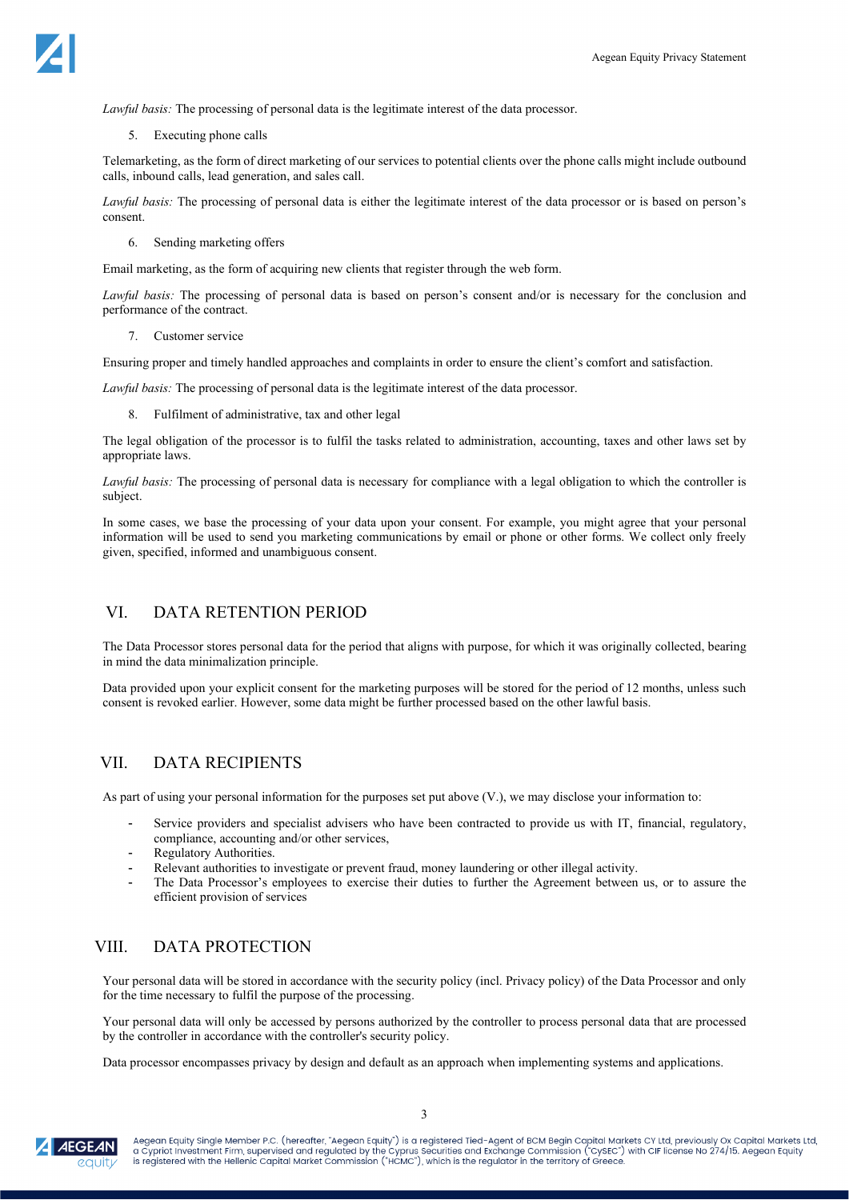*Lawful basis:* The processing of personal data is the legitimate interest of the data processor.

5. Executing phone calls

Telemarketing, as the form of direct marketing of our services to potential clients over the phone calls might include outbound calls, inbound calls, lead generation, and sales call.

*Lawful basis:* The processing of personal data is either the legitimate interest of the data processor or is based on person's consent.

6. Sending marketing offers

Email marketing, as the form of acquiring new clients that register through the web form.

*Lawful basis:* The processing of personal data is based on person's consent and/or is necessary for the conclusion and performance of the contract.

7. Customer service

Ensuring proper and timely handled approaches and complaints in order to ensure the client's comfort and satisfaction.

*Lawful basis:* The processing of personal data is the legitimate interest of the data processor.

8. Fulfilment of administrative, tax and other legal

The legal obligation of the processor is to fulfil the tasks related to administration, accounting, taxes and other laws set by appropriate laws.

*Lawful basis:* The processing of personal data is necessary for compliance with a legal obligation to which the controller is subject.

In some cases, we base the processing of your data upon your consent. For example, you might agree that your personal information will be used to send you marketing communications by email or phone or other forms. We collect only freely given, specified, informed and unambiguous consent.

## VI. DATA RETENTION PERIOD

The Data Processor stores personal data for the period that aligns with purpose, for which it was originally collected, bearing in mind the data minimalization principle.

Data provided upon your explicit consent for the marketing purposes will be stored for the period of 12 months, unless such consent is revoked earlier. However, some data might be further processed based on the other lawful basis.

## VII. DATA RECIPIENTS

As part of using your personal information for the purposes set put above (V.), we may disclose your information to:

- Service providers and specialist advisers who have been contracted to provide us with IT, financial, regulatory, compliance, accounting and/or other services,
- Regulatory Authorities.
- Relevant authorities to investigate or prevent fraud, money laundering or other illegal activity.
- The Data Processor's employees to exercise their duties to further the Agreement between us, or to assure the efficient provision of services

## VIII. DATA PROTECTION

Your personal data will be stored in accordance with the security policy (incl. Privacy policy) of the Data Processor and only for the time necessary to fulfil the purpose of the processing.

Your personal data will only be accessed by persons authorized by the controller to process personal data that are processed by the controller in accordance with the controller's security policy.

Data processor encompasses privacy by design and default as an approach when implementing systems and applications.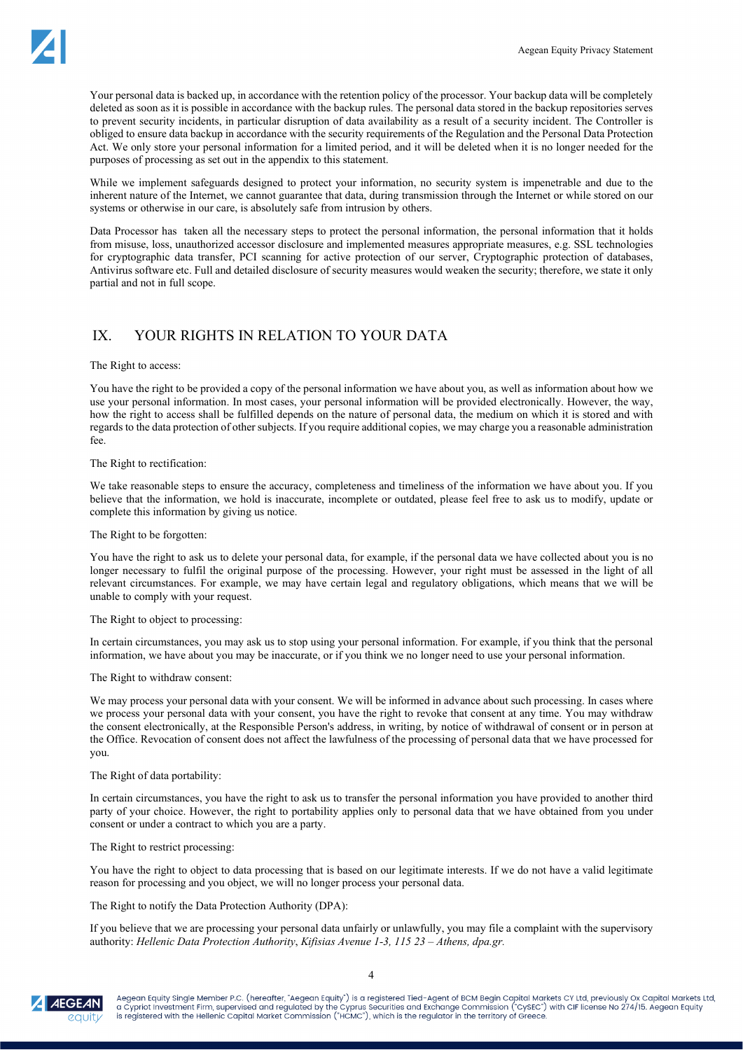Your personal data is backed up, in accordance with the retention policy of the processor. Your backup data will be completely deleted as soon as it is possible in accordance with the backup rules. The personal data stored in the backup repositories serves to prevent security incidents, in particular disruption of data availability as a result of a security incident. The Controller is obliged to ensure data backup in accordance with the security requirements of the Regulation and the Personal Data Protection Act. We only store your personal information for a limited period, and it will be deleted when it is no longer needed for the purposes of processing as set out in the appendix to this statement.

While we implement safeguards designed to protect your information, no security system is impenetrable and due to the inherent nature of the Internet, we cannot guarantee that data, during transmission through the Internet or while stored on our systems or otherwise in our care, is absolutely safe from intrusion by others.

Data Processor has taken all the necessary steps to protect the personal information, the personal information that it holds from misuse, loss, unauthorized accessor disclosure and implemented measures appropriate measures, e.g. SSL technologies for cryptographic data transfer, PCI scanning for active protection of our server, Cryptographic protection of databases, Antivirus software etc. Full and detailed disclosure of security measures would weaken the security; therefore, we state it only partial and not in full scope.

## IX. YOUR RIGHTS IN RELATION TO YOUR DATA

The Right to access:

You have the right to be provided a copy of the personal information we have about you, as well as information about how we use your personal information. In most cases, your personal information will be provided electronically. However, the way, how the right to access shall be fulfilled depends on the nature of personal data, the medium on which it is stored and with regards to the data protection of other subjects. If you require additional copies, we may charge you a reasonable administration fee.

The Right to rectification:

We take reasonable steps to ensure the accuracy, completeness and timeliness of the information we have about you. If you believe that the information, we hold is inaccurate, incomplete or outdated, please feel free to ask us to modify, update or complete this information by giving us notice.

The Right to be forgotten:

You have the right to ask us to delete your personal data, for example, if the personal data we have collected about you is no longer necessary to fulfil the original purpose of the processing. However, your right must be assessed in the light of all relevant circumstances. For example, we may have certain legal and regulatory obligations, which means that we will be unable to comply with your request.

The Right to object to processing:

In certain circumstances, you may ask us to stop using your personal information. For example, if you think that the personal information, we have about you may be inaccurate, or if you think we no longer need to use your personal information.

The Right to withdraw consent:

We may process your personal data with your consent. We will be informed in advance about such processing. In cases where we process your personal data with your consent, you have the right to revoke that consent at any time. You may withdraw the consent electronically, at the Responsible Person's address, in writing, by notice of withdrawal of consent or in person at the Office. Revocation of consent does not affect the lawfulness of the processing of personal data that we have processed for you.

The Right of data portability:

In certain circumstances, you have the right to ask us to transfer the personal information you have provided to another third party of your choice. However, the right to portability applies only to personal data that we have obtained from you under consent or under a contract to which you are a party.

The Right to restrict processing:

You have the right to object to data processing that is based on our legitimate interests. If we do not have a valid legitimate reason for processing and you object, we will no longer process your personal data.

The Right to notify the Data Protection Authority (DPA):

If you believe that we are processing your personal data unfairly or unlawfully, you may file a complaint with the supervisory authority: *Hellenic Data Protection Authority*, *Kifisias Avenue 1-3, 115 23 – Athens, dpa.gr.*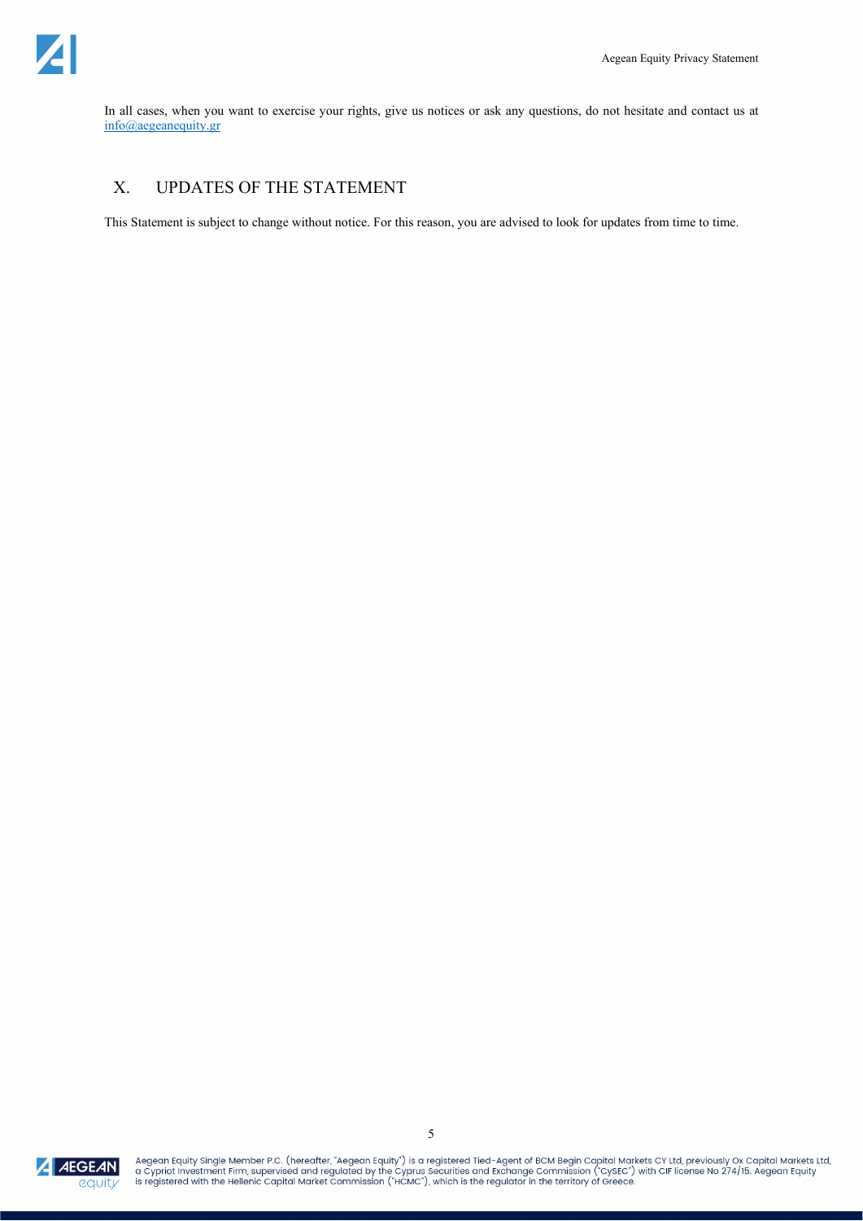In all cases, when you want to exercise your rights, give us notices or ask any questions, do not hesitate and contact us at info@aegeanequity.gr

## X. UPDATES OF THE STATEMENT

This Statement is subject to change without notice. For this reason, you are advised to look for updates from time to time.